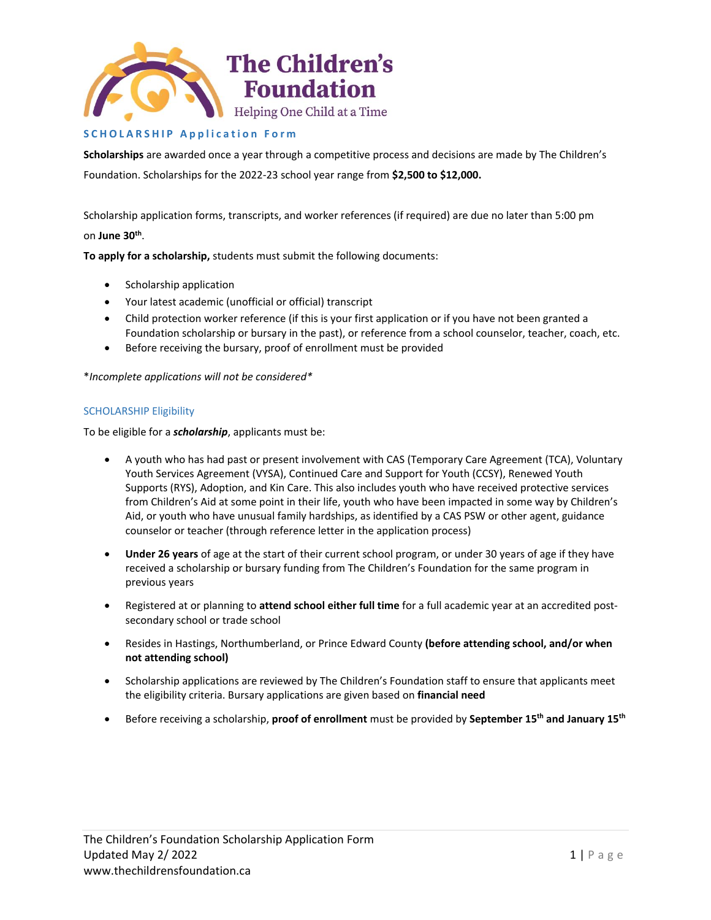# The Children's Foundation

Helping One Child at a Time

## SCHOLARSHIP Application Form

**Scholarships** are awarded once a year through a competitive process and decisions are made by The Children's Foundation. Scholarships for the 2022-23 school year range from **$2,500 to $12,000.**

Scholarship application forms, transcripts, and worker references (if required) are due no later than 5:00 pm on **June 30th**.

**To apply for a scholarship,** students must submit the following documents:

- Scholarship application
- Your latest academic (unofficial or official) transcript
- Child protection worker reference (if this is your first application or if you have not been granted a Foundation scholarship or bursary in the past), or reference from a school counselor, teacher, coach, etc.
- Before receiving the bursary, proof of enrollment must be provided

*\*Incomplete applications will not be considered\**

### SCHOLARSHIP Eligibility

To be eligible for a ***scholarship***, applicants must be:

- A youth who has had past or present involvement with CAS (Temporary Care Agreement (TCA), Voluntary Youth Services Agreement (VYSA), Continued Care and Support for Youth (CCSY), Renewed Youth Supports (RYS), Adoption, and Kin Care. This also includes youth who have received protective services from Children's Aid at some point in their life, youth who have been impacted in some way by Children's Aid, or youth who have unusual family hardships, as identified by a CAS PSW or other agent, guidance counselor or teacher (through reference letter in the application process)
- **Under 26 years** of age at the start of their current school program, or under 30 years of age if they have received a scholarship or bursary funding from The Children's Foundation for the same program in previous years
- Registered at or planning to **attend school either full time** for a full academic year at an accredited post-secondary school or trade school
- Resides in Hastings, Northumberland, or Prince Edward County **(before attending school, and/or when not attending school)**
- Scholarship applications are reviewed by The Children's Foundation staff to ensure that applicants meet the eligibility criteria. Bursary applications are given based on **financial need**
- Before receiving a scholarship, **proof of enrollment** must be provided by **September 15th and January 15th**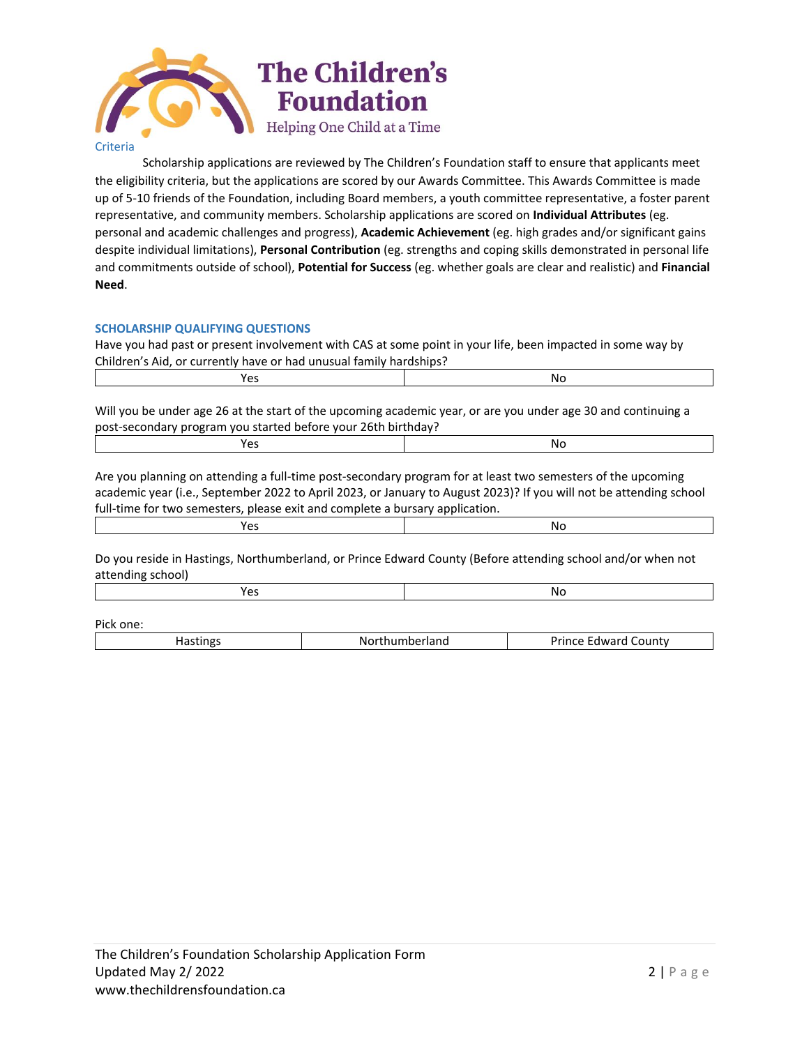The Children's Foundation

Helping One Child at a Time

Criteria

Scholarship applications are reviewed by The Children's Foundation staff to ensure that applicants meet the eligibility criteria, but the applications are scored by our Awards Committee. This Awards Committee is made up of 5-10 friends of the Foundation, including Board members, a youth committee representative, a foster parent representative, and community members. Scholarship applications are scored on **Individual Attributes** (eg. personal and academic challenges and progress), **Academic Achievement** (eg. high grades and/or significant gains despite individual limitations), **Personal Contribution** (eg. strengths and coping skills demonstrated in personal life and commitments outside of school), **Potential for Success** (eg. whether goals are clear and realistic) and **Financial Need**.

## SCHOLARSHIP QUALIFYING QUESTIONS

Have you had past or present involvement with CAS at some point in your life, been impacted in some way by Children's Aid, or currently have or had unusual family hardships?

| Yes | No |
|---|---|

Will you be under age 26 at the start of the upcoming academic year, or are you under age 30 and continuing a post-secondary program you started before your 26th birthday?

| Yes | No |
|---|---|

Are you planning on attending a full-time post-secondary program for at least two semesters of the upcoming academic year (i.e., September 2022 to April 2023, or January to August 2023)? If you will not be attending school full-time for two semesters, please exit and complete a bursary application.

| Yes | No |
|---|---|

Do you reside in Hastings, Northumberland, or Prince Edward County (Before attending school and/or when not attending school)

| Yes | No |
|---|---|

Pick one:

| Hastings | Northumberland | Prince Edward County |
|---|---|---|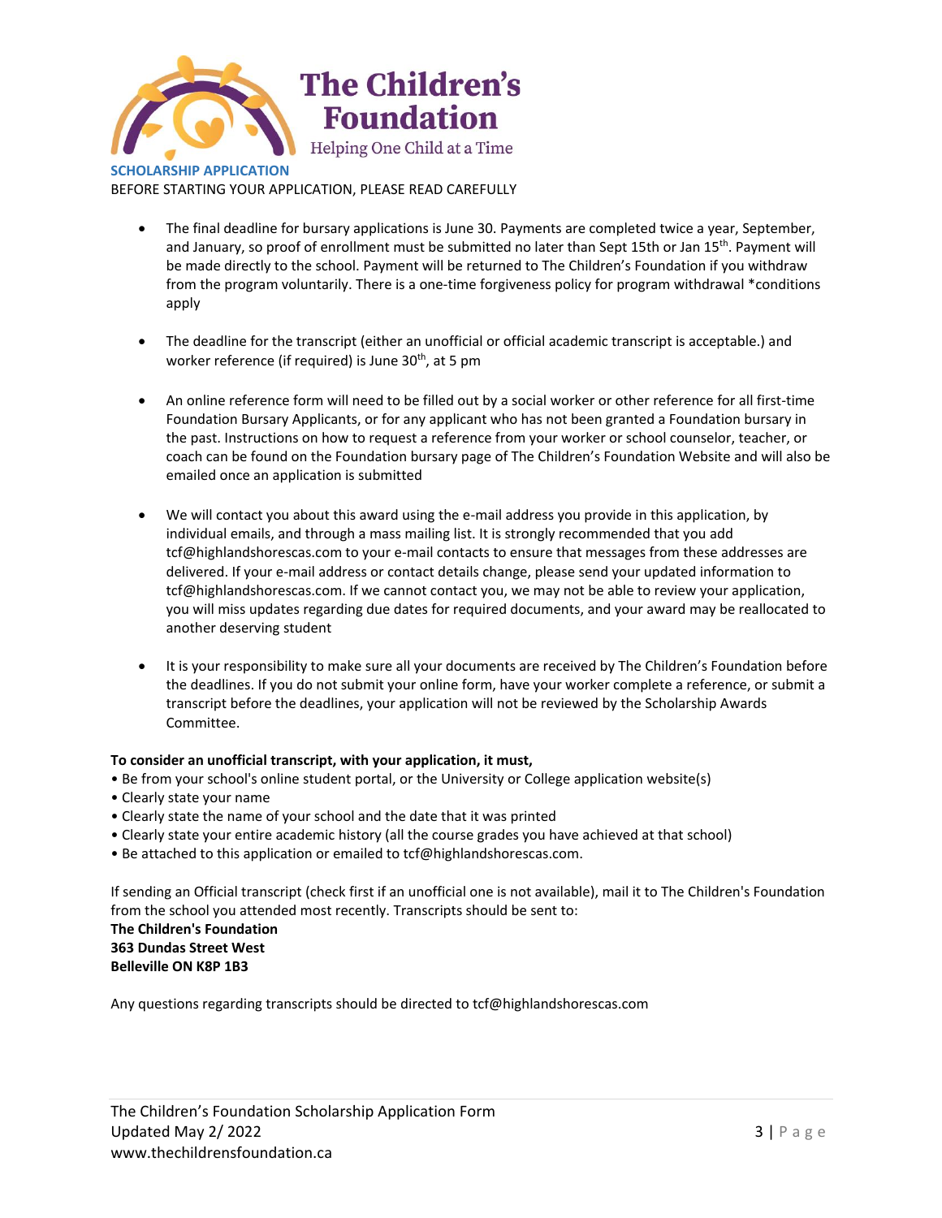# The Children's Foundation

Helping One Child at a Time

**SCHOLARSHIP APPLICATION**

BEFORE STARTING YOUR APPLICATION, PLEASE READ CAREFULLY

- The final deadline for bursary applications is June 30. Payments are completed twice a year, September, and January, so proof of enrollment must be submitted no later than Sept 15th or Jan 15th. Payment will be made directly to the school. Payment will be returned to The Children's Foundation if you withdraw from the program voluntarily. There is a one-time forgiveness policy for program withdrawal *conditions apply

- The deadline for the transcript (either an unofficial or official academic transcript is acceptable.) and worker reference (if required) is June 30th, at 5 pm

- An online reference form will need to be filled out by a social worker or other reference for all first-time Foundation Bursary Applicants, or for any applicant who has not been granted a Foundation bursary in the past. Instructions on how to request a reference from your worker or school counselor, teacher, or coach can be found on the Foundation bursary page of The Children's Foundation Website and will also be emailed once an application is submitted

- We will contact you about this award using the e-mail address you provide in this application, by individual emails, and through a mass mailing list. It is strongly recommended that you add tcf@highlandshorescas.com to your e-mail contacts to ensure that messages from these addresses are delivered. If your e-mail address or contact details change, please send your updated information to tcf@highlandshorescas.com. If we cannot contact you, we may not be able to review your application, you will miss updates regarding due dates for required documents, and your award may be reallocated to another deserving student

- It is your responsibility to make sure all your documents are received by The Children's Foundation before the deadlines. If you do not submit your online form, have your worker complete a reference, or submit a transcript before the deadlines, your application will not be reviewed by the Scholarship Awards Committee.

**To consider an unofficial transcript, with your application, it must,**

- Be from your school's online student portal, or the University or College application website(s)
- Clearly state your name
- Clearly state the name of your school and the date that it was printed
- Clearly state your entire academic history (all the course grades you have achieved at that school)
- Be attached to this application or emailed to tcf@highlandshorescas.com.

If sending an Official transcript (check first if an unofficial one is not available), mail it to The Children's Foundation from the school you attended most recently. Transcripts should be sent to:

**The Children's Foundation**
**363 Dundas Street West**
**Belleville ON K8P 1B3**

Any questions regarding transcripts should be directed to tcf@highlandshorescas.com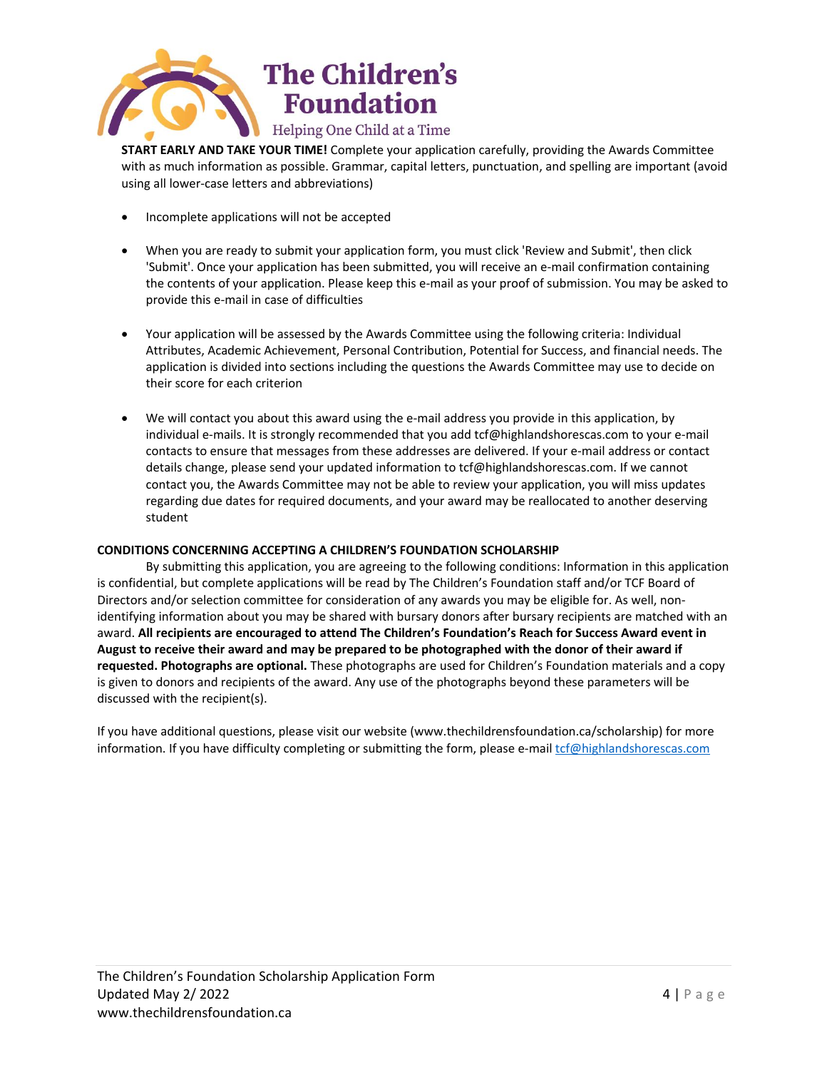**START EARLY AND TAKE YOUR TIME!** Complete your application carefully, providing the Awards Committee with as much information as possible. Grammar, capital letters, punctuation, and spelling are important (avoid using all lower-case letters and abbreviations)

- Incomplete applications will not be accepted
- When you are ready to submit your application form, you must click 'Review and Submit', then click 'Submit'. Once your application has been submitted, you will receive an e-mail confirmation containing the contents of your application. Please keep this e-mail as your proof of submission. You may be asked to provide this e-mail in case of difficulties
- Your application will be assessed by the Awards Committee using the following criteria: Individual Attributes, Academic Achievement, Personal Contribution, Potential for Success, and financial needs. The application is divided into sections including the questions the Awards Committee may use to decide on their score for each criterion
- We will contact you about this award using the e-mail address you provide in this application, by individual e-mails. It is strongly recommended that you add tcf@highlandshorescas.com to your e-mail contacts to ensure that messages from these addresses are delivered. If your e-mail address or contact details change, please send your updated information to tcf@highlandshorescas.com. If we cannot contact you, the Awards Committee may not be able to review your application, you will miss updates regarding due dates for required documents, and your award may be reallocated to another deserving student

**CONDITIONS CONCERNING ACCEPTING A CHILDREN'S FOUNDATION SCHOLARSHIP**

By submitting this application, you are agreeing to the following conditions: Information in this application is confidential, but complete applications will be read by The Children's Foundation staff and/or TCF Board of Directors and/or selection committee for consideration of any awards you may be eligible for. As well, non-identifying information about you may be shared with bursary donors after bursary recipients are matched with an award. **All recipients are encouraged to attend The Children's Foundation's Reach for Success Award event in August to receive their award and may be prepared to be photographed with the donor of their award if requested. Photographs are optional.** These photographs are used for Children's Foundation materials and a copy is given to donors and recipients of the award. Any use of the photographs beyond these parameters will be discussed with the recipient(s).

If you have additional questions, please visit our website (www.thechildrensfoundation.ca/scholarship) for more information. If you have difficulty completing or submitting the form, please e-mail tcf@highlandshorescas.com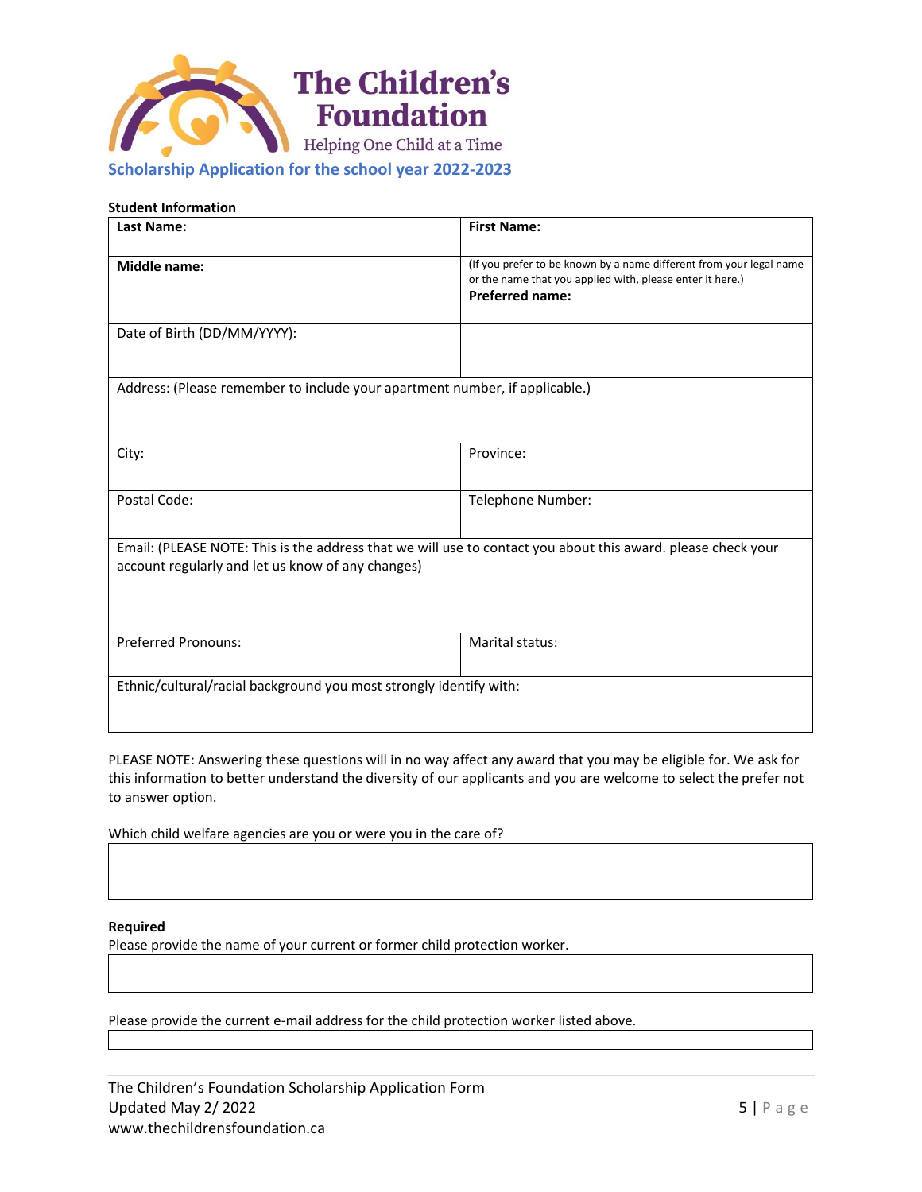# The Children's Foundation

Helping One Child at a Time

## Scholarship Application for the school year 2022-2023

**Student Information**

| **Last Name:** | **First Name:** |
|---|---|
| **Middle name:** | (If you prefer to be known by a name different from your legal name or the name that you applied with, please enter it here.) **Preferred name:** |
| Date of Birth (DD/MM/YYYY): | |
| Address: (Please remember to include your apartment number, if applicable.) | |
| City: | Province: |
| Postal Code: | Telephone Number: |
| Email: (PLEASE NOTE: This is the address that we will use to contact you about this award. please check your account regularly and let us know of any changes) | |
| Preferred Pronouns: | Marital status: |
| Ethnic/cultural/racial background you most strongly identify with: | |

PLEASE NOTE: Answering these questions will in no way affect any award that you may be eligible for. We ask for this information to better understand the diversity of our applicants and you are welcome to select the prefer not to answer option.

Which child welfare agencies are you or were you in the care of?

| |
|---|
| |

**Required**

Please provide the name of your current or former child protection worker.

| |
|---|
| |

Please provide the current e-mail address for the child protection worker listed above.

| |
|---|
| |

The Children's Foundation Scholarship Application Form
Updated May 2/ 2022
www.thechildrensfoundation.ca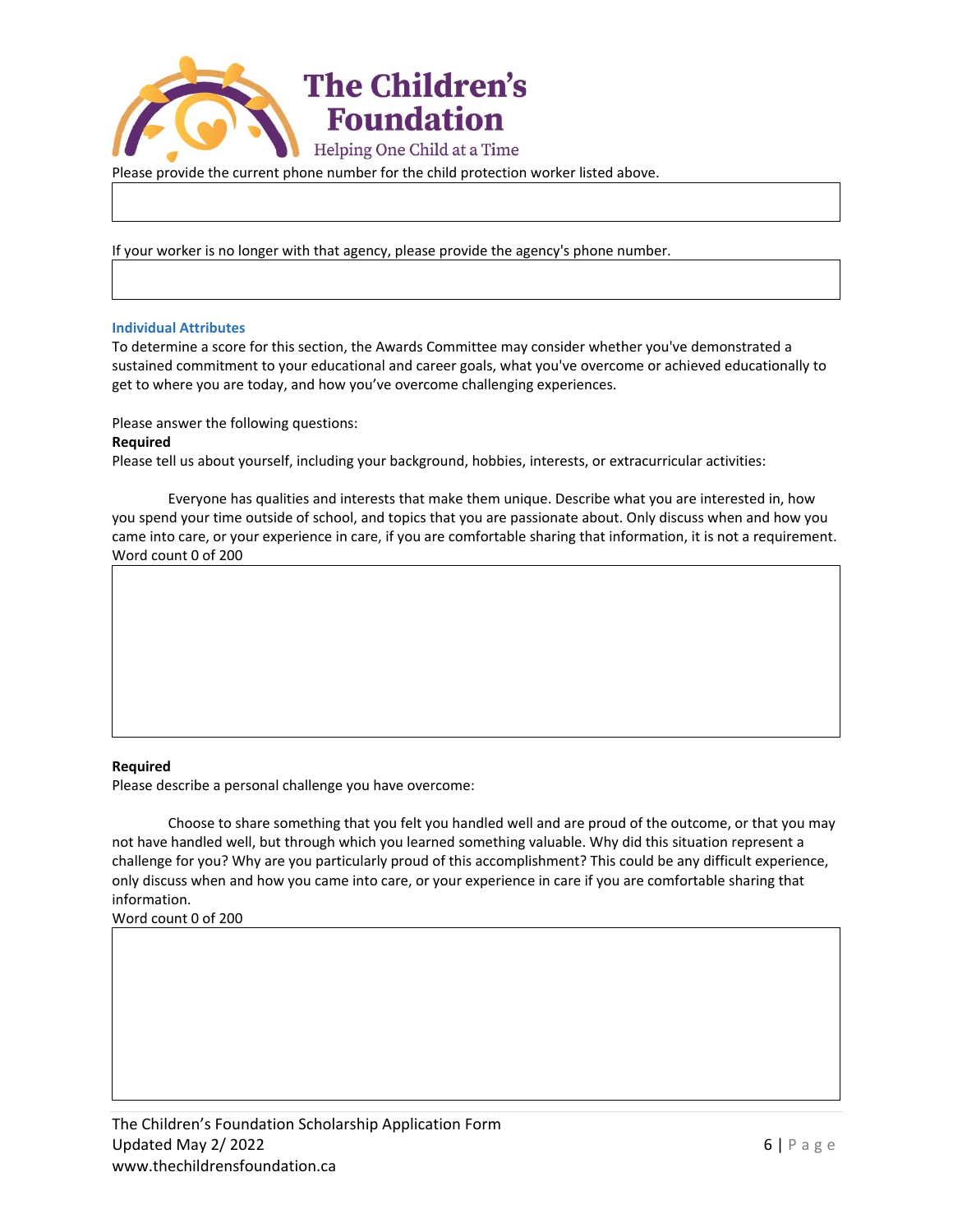Please provide the current phone number for the child protection worker listed above.

If your worker is no longer with that agency, please provide the agency's phone number.

### Individual Attributes

To determine a score for this section, the Awards Committee may consider whether you've demonstrated a sustained commitment to your educational and career goals, what you've overcome or achieved educationally to get to where you are today, and how you've overcome challenging experiences.

Please answer the following questions:

**Required**

Please tell us about yourself, including your background, hobbies, interests, or extracurricular activities:

Everyone has qualities and interests that make them unique. Describe what you are interested in, how you spend your time outside of school, and topics that you are passionate about. Only discuss when and how you came into care, or your experience in care, if you are comfortable sharing that information, it is not a requirement.

Word count 0 of 200

**Required**

Please describe a personal challenge you have overcome:

Choose to share something that you felt you handled well and are proud of the outcome, or that you may not have handled well, but through which you learned something valuable. Why did this situation represent a challenge for you? Why are you particularly proud of this accomplishment? This could be any difficult experience, only discuss when and how you came into care, or your experience in care if you are comfortable sharing that information.

Word count 0 of 200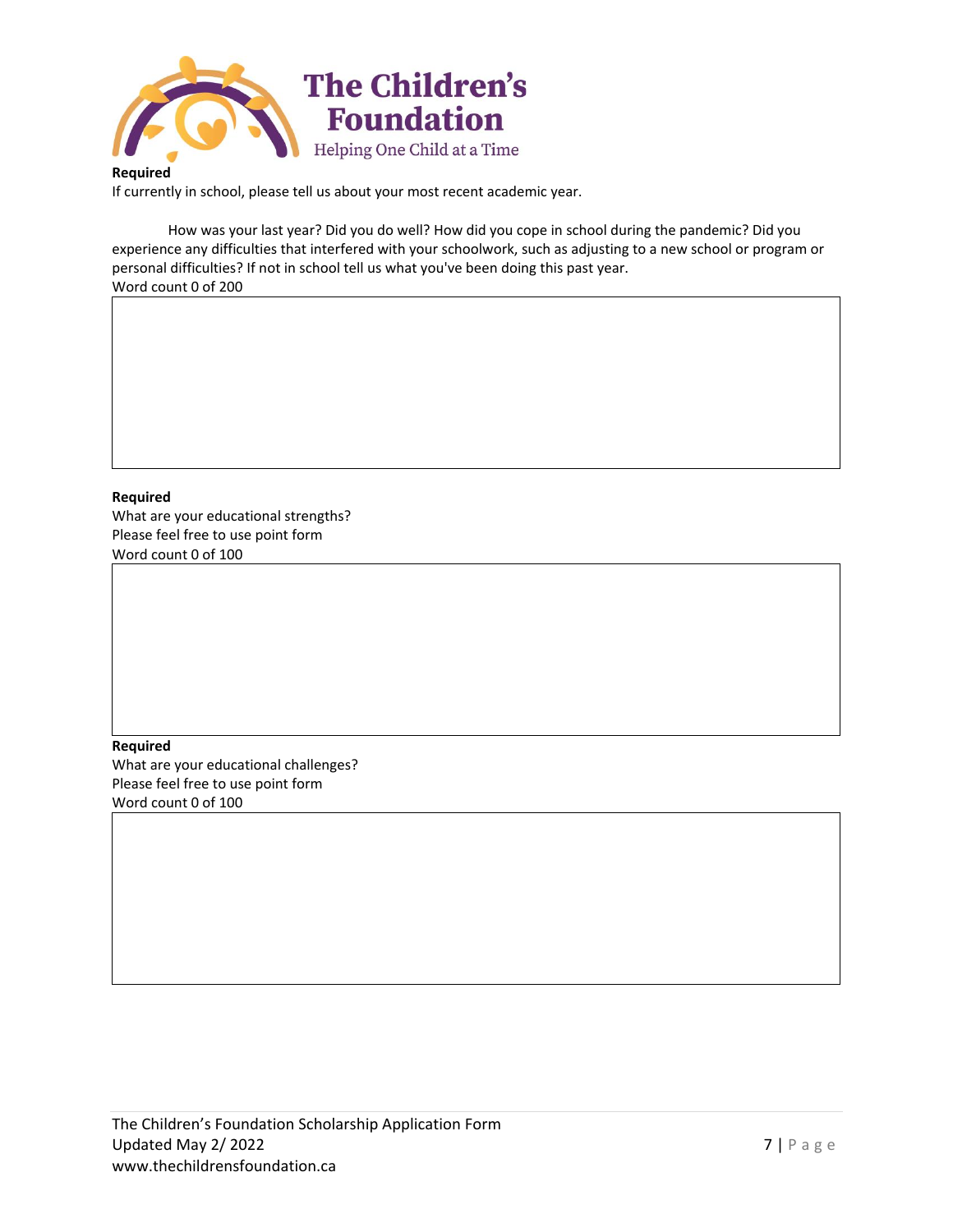The Children's Foundation
Helping One Child at a Time

**Required**

If currently in school, please tell us about your most recent academic year.

How was your last year? Did you do well? How did you cope in school during the pandemic? Did you experience any difficulties that interfered with your schoolwork, such as adjusting to a new school or program or personal difficulties? If not in school tell us what you've been doing this past year.

Word count 0 of 200

**Required**

What are your educational strengths?

Please feel free to use point form

Word count 0 of 100

**Required**

What are your educational challenges?

Please feel free to use point form

Word count 0 of 100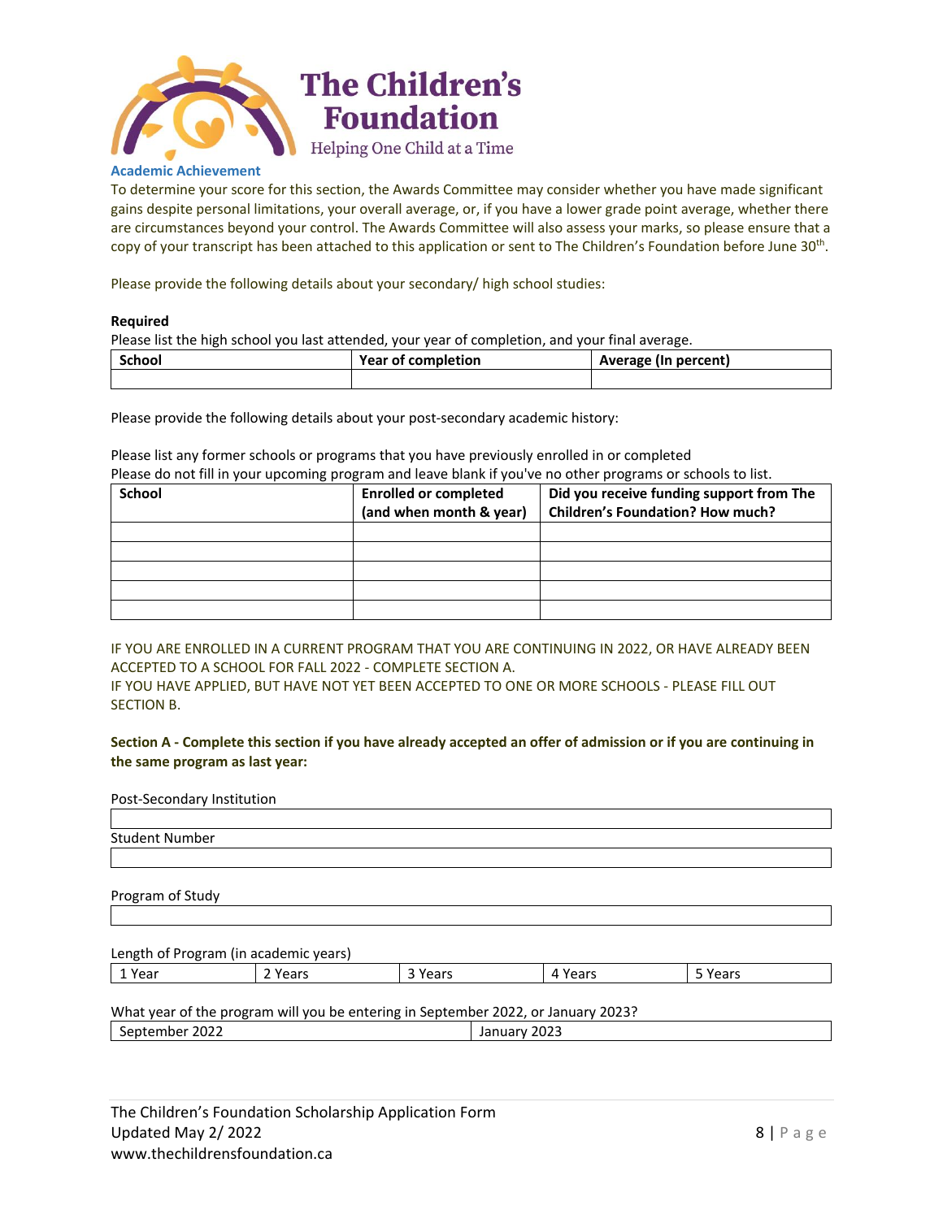### Academic Achievement

To determine your score for this section, the Awards Committee may consider whether you have made significant gains despite personal limitations, your overall average, or, if you have a lower grade point average, whether there are circumstances beyond your control. The Awards Committee will also assess your marks, so please ensure that a copy of your transcript has been attached to this application or sent to The Children's Foundation before June 30th.

Please provide the following details about your secondary/ high school studies:

**Required**

Please list the high school you last attended, your year of completion, and your final average.

| School | Year of completion | Average (In percent) |
|---|---|---|
| | | |

Please provide the following details about your post-secondary academic history:

Please list any former schools or programs that you have previously enrolled in or completed

Please do not fill in your upcoming program and leave blank if you've no other programs or schools to list.

| School | Enrolled or completed (and when month & year) | Did you receive funding support from The Children's Foundation? How much? |
|---|---|---|
| | | |
| | | |
| | | |
| | | |
| | | |

IF YOU ARE ENROLLED IN A CURRENT PROGRAM THAT YOU ARE CONTINUING IN 2022, OR HAVE ALREADY BEEN ACCEPTED TO A SCHOOL FOR FALL 2022 - COMPLETE SECTION A.

IF YOU HAVE APPLIED, BUT HAVE NOT YET BEEN ACCEPTED TO ONE OR MORE SCHOOLS - PLEASE FILL OUT SECTION B.

**Section A - Complete this section if you have already accepted an offer of admission or if you are continuing in the same program as last year:**

Post-Secondary Institution

| |
|---|

Student Number

| |
|---|

Program of Study

| |
|---|

Length of Program (in academic years)

| 1 Year | 2 Years | 3 Years | 4 Years | 5 Years |
|---|---|---|---|---|

What year of the program will you be entering in September 2022, or January 2023?

| September 2022 | January 2023 |
|---|---|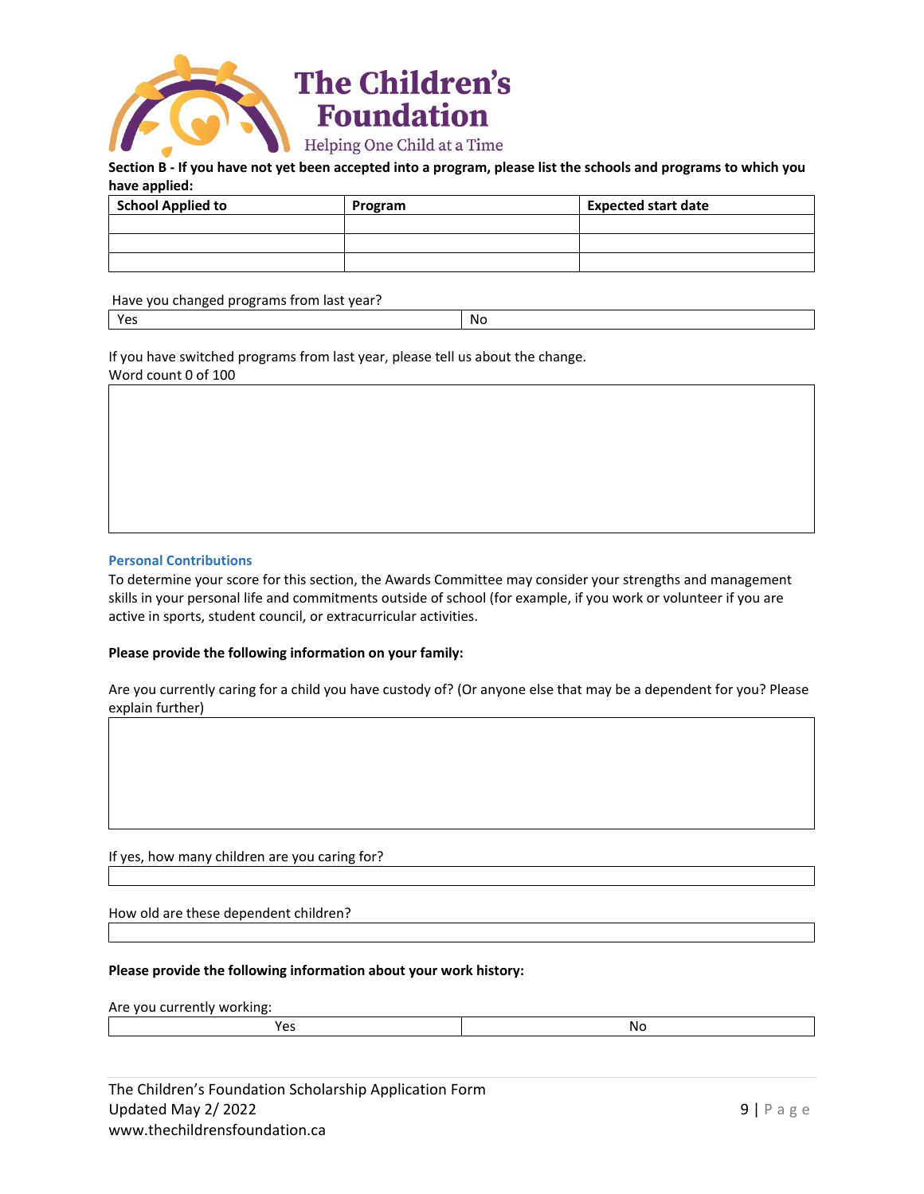**Section B - If you have not yet been accepted into a program, please list the schools and programs to which you have applied:**

| School Applied to | Program | Expected start date |
|---|---|---|
| | | |
| | | |
| | | |

Have you changed programs from last year?

| Yes | No |
|---|---|

If you have switched programs from last year, please tell us about the change.
Word count 0 of 100

### Personal Contributions

To determine your score for this section, the Awards Committee may consider your strengths and management skills in your personal life and commitments outside of school (for example, if you work or volunteer if you are active in sports, student council, or extracurricular activities.

**Please provide the following information on your family:**

Are you currently caring for a child you have custody of? (Or anyone else that may be a dependent for you? Please explain further)

If yes, how many children are you caring for?

How old are these dependent children?

**Please provide the following information about your work history:**

Are you currently working:

| Yes | No |
|---|---|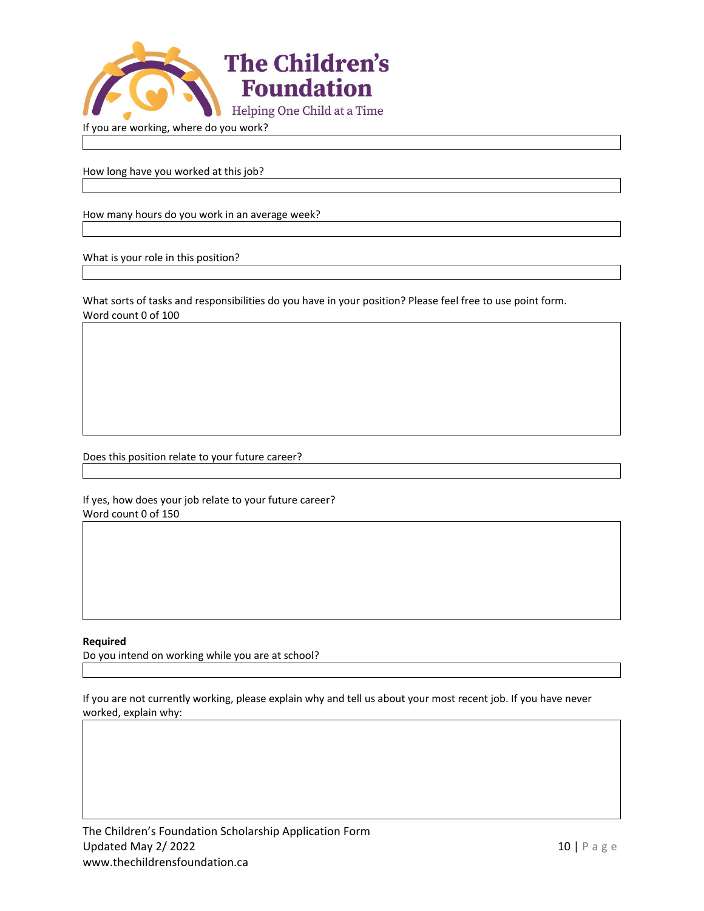If you are working, where do you work?

How long have you worked at this job?

How many hours do you work in an average week?

What is your role in this position?

What sorts of tasks and responsibilities do you have in your position? Please feel free to use point form.
Word count 0 of 100

Does this position relate to your future career?

If yes, how does your job relate to your future career?
Word count 0 of 150

**Required**
Do you intend on working while you are at school?

If you are not currently working, please explain why and tell us about your most recent job. If you have never worked, explain why: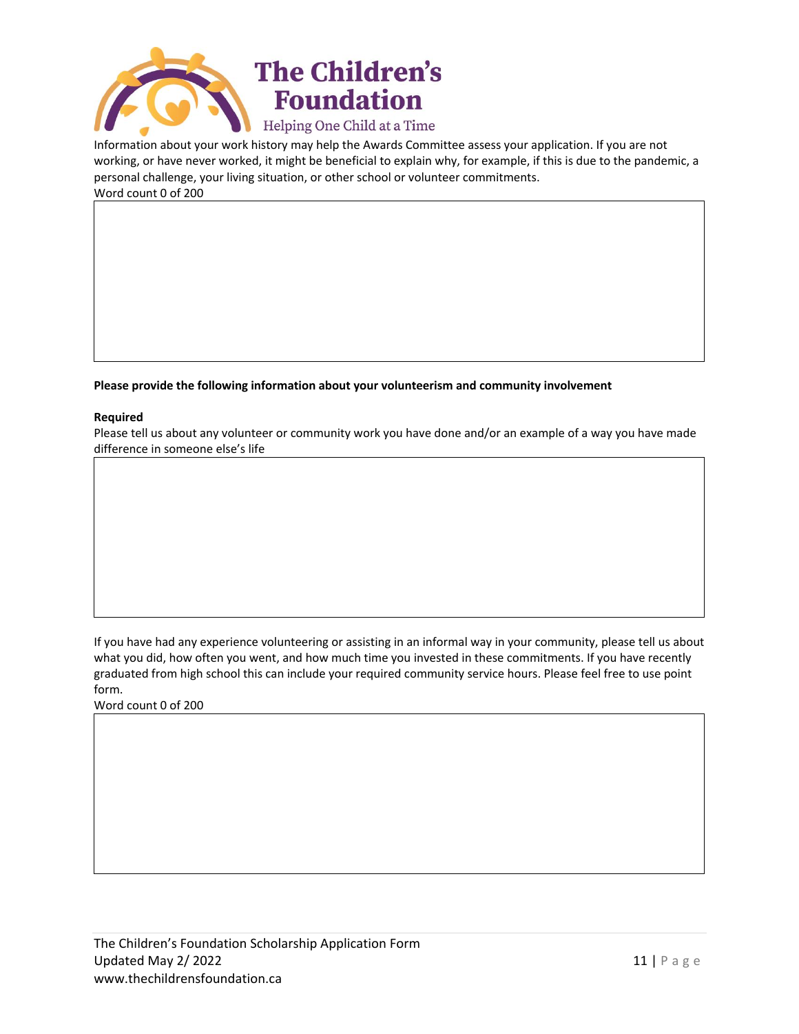Information about your work history may help the Awards Committee assess your application. If you are not working, or have never worked, it might be beneficial to explain why, for example, if this is due to the pandemic, a personal challenge, your living situation, or other school or volunteer commitments.

Word count 0 of 200

**Please provide the following information about your volunteerism and community involvement**

**Required**

Please tell us about any volunteer or community work you have done and/or an example of a way you have made difference in someone else's life

If you have had any experience volunteering or assisting in an informal way in your community, please tell us about what you did, how often you went, and how much time you invested in these commitments. If you have recently graduated from high school this can include your required community service hours. Please feel free to use point form.

Word count 0 of 200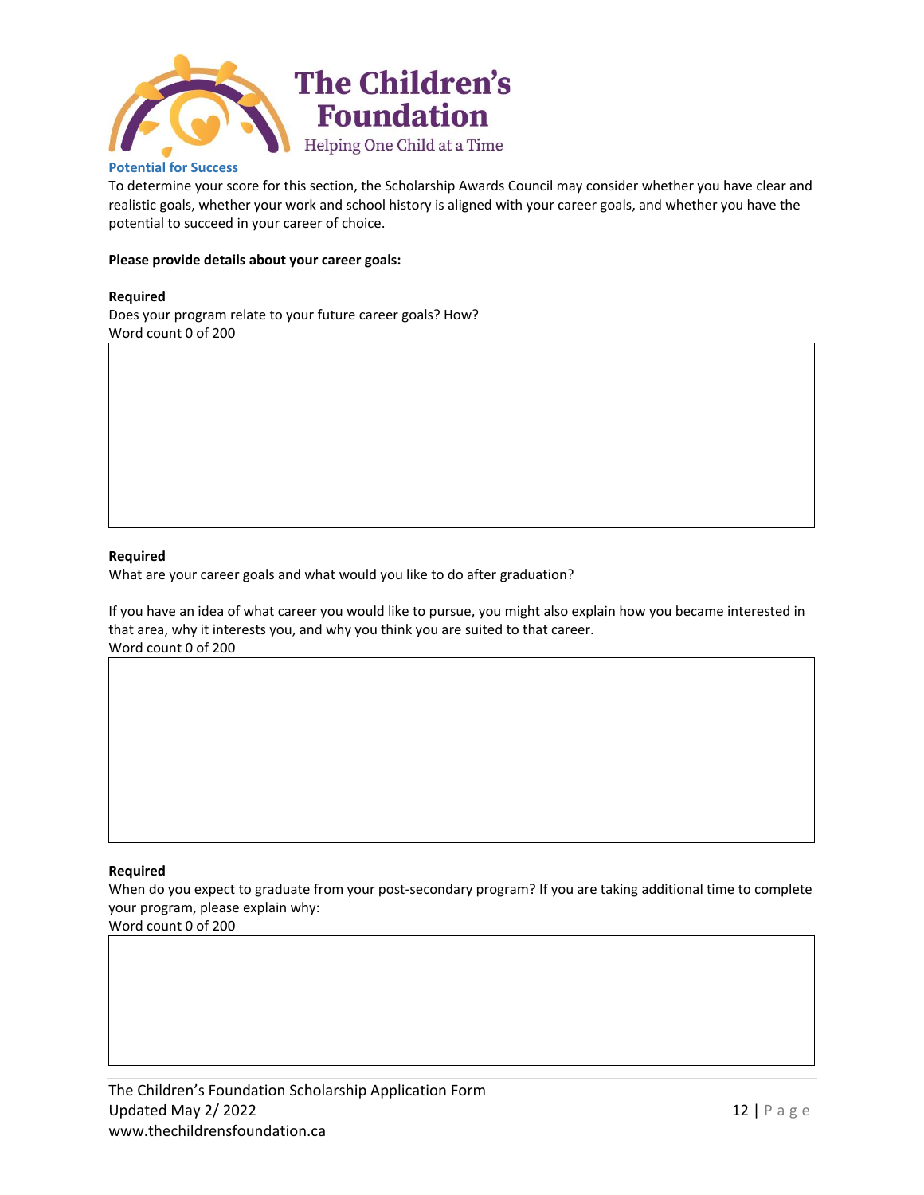## Potential for Success

To determine your score for this section, the Scholarship Awards Council may consider whether you have clear and realistic goals, whether your work and school history is aligned with your career goals, and whether you have the potential to succeed in your career of choice.

**Please provide details about your career goals:**

**Required**

Does your program relate to your future career goals? How?

Word count 0 of 200

**Required**

What are your career goals and what would you like to do after graduation?

If you have an idea of what career you would like to pursue, you might also explain how you became interested in that area, why it interests you, and why you think you are suited to that career.

Word count 0 of 200

**Required**

When do you expect to graduate from your post-secondary program? If you are taking additional time to complete your program, please explain why:

Word count 0 of 200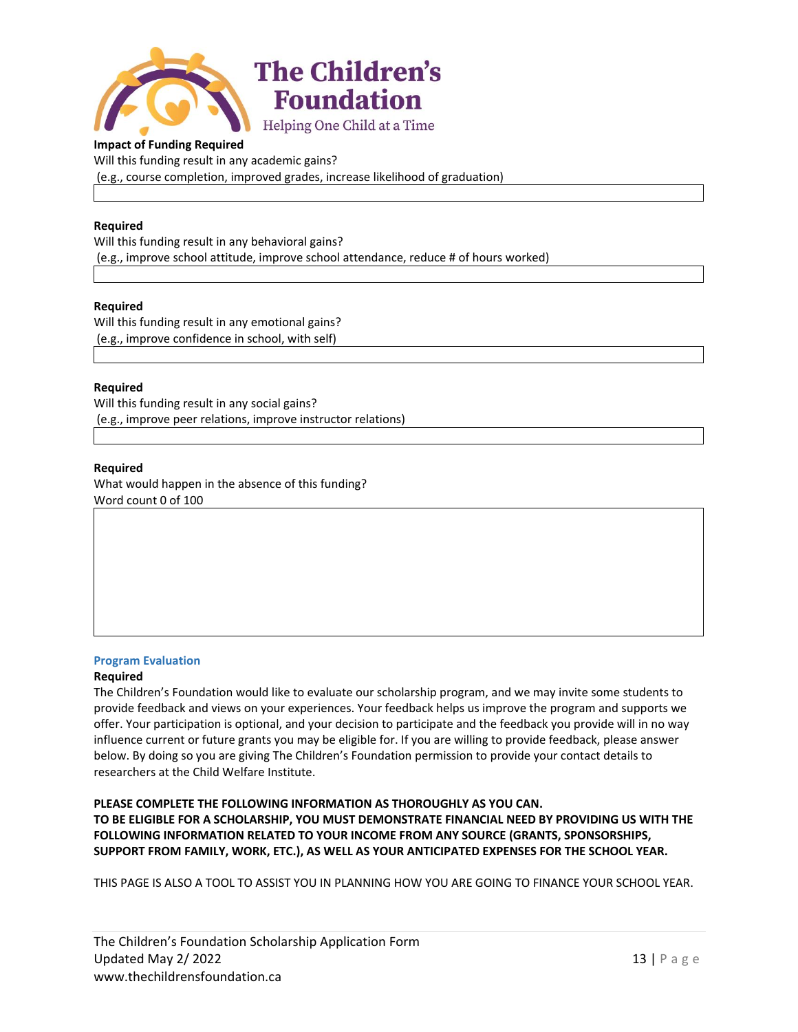**Impact of Funding Required**

Will this funding result in any academic gains?

(e.g., course completion, improved grades, increase likelihood of graduation)

**Required**

Will this funding result in any behavioral gains?

(e.g., improve school attitude, improve school attendance, reduce # of hours worked)

**Required**

Will this funding result in any emotional gains?

(e.g., improve confidence in school, with self)

**Required**

Will this funding result in any social gains?

(e.g., improve peer relations, improve instructor relations)

**Required**

What would happen in the absence of this funding?

Word count 0 of 100

### Program Evaluation

**Required**

The Children's Foundation would like to evaluate our scholarship program, and we may invite some students to provide feedback and views on your experiences. Your feedback helps us improve the program and supports we offer. Your participation is optional, and your decision to participate and the feedback you provide will in no way influence current or future grants you may be eligible for. If you are willing to provide feedback, please answer below. By doing so you are giving The Children's Foundation permission to provide your contact details to researchers at the Child Welfare Institute.

**PLEASE COMPLETE THE FOLLOWING INFORMATION AS THOROUGHLY AS YOU CAN.**
**TO BE ELIGIBLE FOR A SCHOLARSHIP, YOU MUST DEMONSTRATE FINANCIAL NEED BY PROVIDING US WITH THE FOLLOWING INFORMATION RELATED TO YOUR INCOME FROM ANY SOURCE (GRANTS, SPONSORSHIPS, SUPPORT FROM FAMILY, WORK, ETC.), AS WELL AS YOUR ANTICIPATED EXPENSES FOR THE SCHOOL YEAR.**

THIS PAGE IS ALSO A TOOL TO ASSIST YOU IN PLANNING HOW YOU ARE GOING TO FINANCE YOUR SCHOOL YEAR.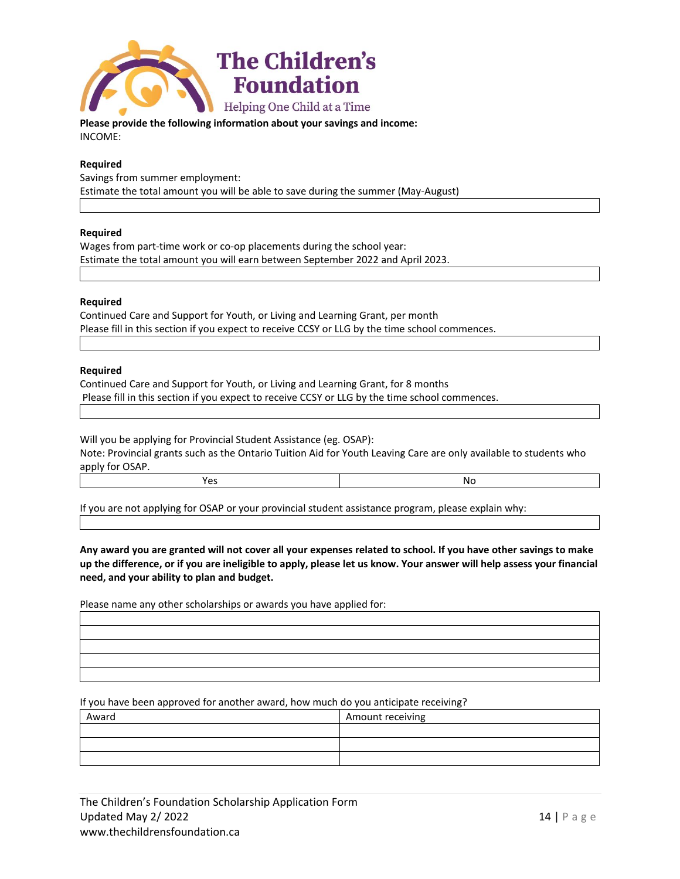**Please provide the following information about your savings and income:**

INCOME:

**Required**

Savings from summer employment:

Estimate the total amount you will be able to save during the summer (May-August)

| |
|---|
| |

**Required**

Wages from part-time work or co-op placements during the school year:

Estimate the total amount you will earn between September 2022 and April 2023.

| |
|---|
| |

**Required**

Continued Care and Support for Youth, or Living and Learning Grant, per month

Please fill in this section if you expect to receive CCSY or LLG by the time school commences.

| |
|---|
| |

**Required**

Continued Care and Support for Youth, or Living and Learning Grant, for 8 months

Please fill in this section if you expect to receive CCSY or LLG by the time school commences.

| |
|---|
| |

Will you be applying for Provincial Student Assistance (eg. OSAP):

Note: Provincial grants such as the Ontario Tuition Aid for Youth Leaving Care are only available to students who apply for OSAP.

| Yes | No |
|---|---|

If you are not applying for OSAP or your provincial student assistance program, please explain why:

| |
|---|
| |

**Any award you are granted will not cover all your expenses related to school. If you have other savings to make up the difference, or if you are ineligible to apply, please let us know. Your answer will help assess your financial need, and your ability to plan and budget.**

Please name any other scholarships or awards you have applied for:

| |
|---|
| |
| |
| |
| |
| |

If you have been approved for another award, how much do you anticipate receiving?

| Award | Amount receiving |
|---|---|
| | |
| | |
| | |

The Children's Foundation Scholarship Application Form
Updated May 2/ 2022
www.thechildrensfoundation.ca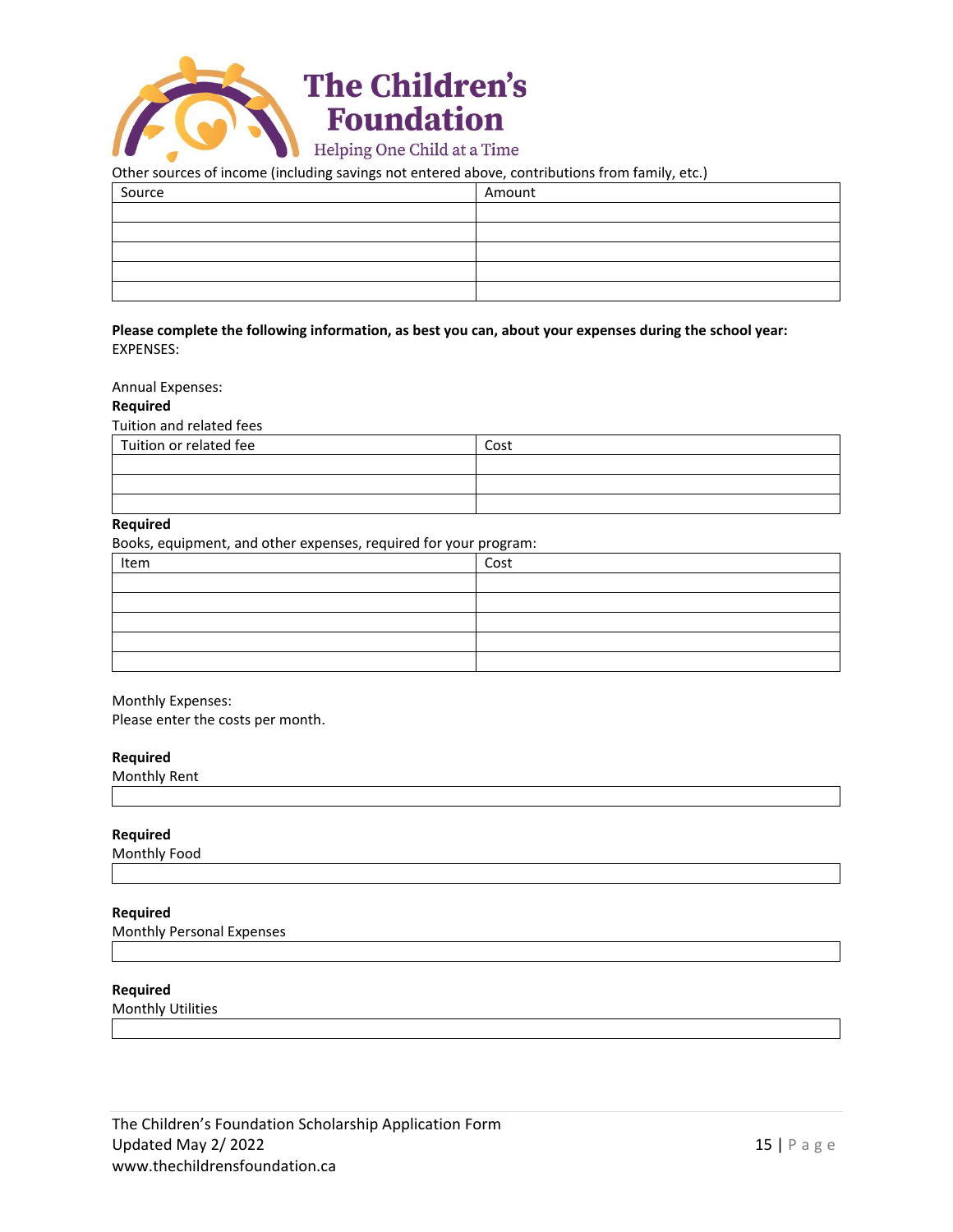Other sources of income (including savings not entered above, contributions from family, etc.)

| Source | Amount |
|---|---|
| | |
| | |
| | |
| | |
| | |

**Please complete the following information, as best you can, about your expenses during the school year:**

EXPENSES:

Annual Expenses:

**Required**

Tuition and related fees

| Tuition or related fee | Cost |
|---|---|
| | |
| | |
| | |

**Required**

Books, equipment, and other expenses, required for your program:

| Item | Cost |
|---|---|
| | |
| | |
| | |
| | |
| | |

Monthly Expenses:

Please enter the costs per month.

**Required**

Monthly Rent

|   |
|---|
|   |

**Required**

Monthly Food

|   |
|---|
|   |

**Required**

Monthly Personal Expenses

|   |
|---|
|   |

**Required**

Monthly Utilities

|   |
|---|
|   |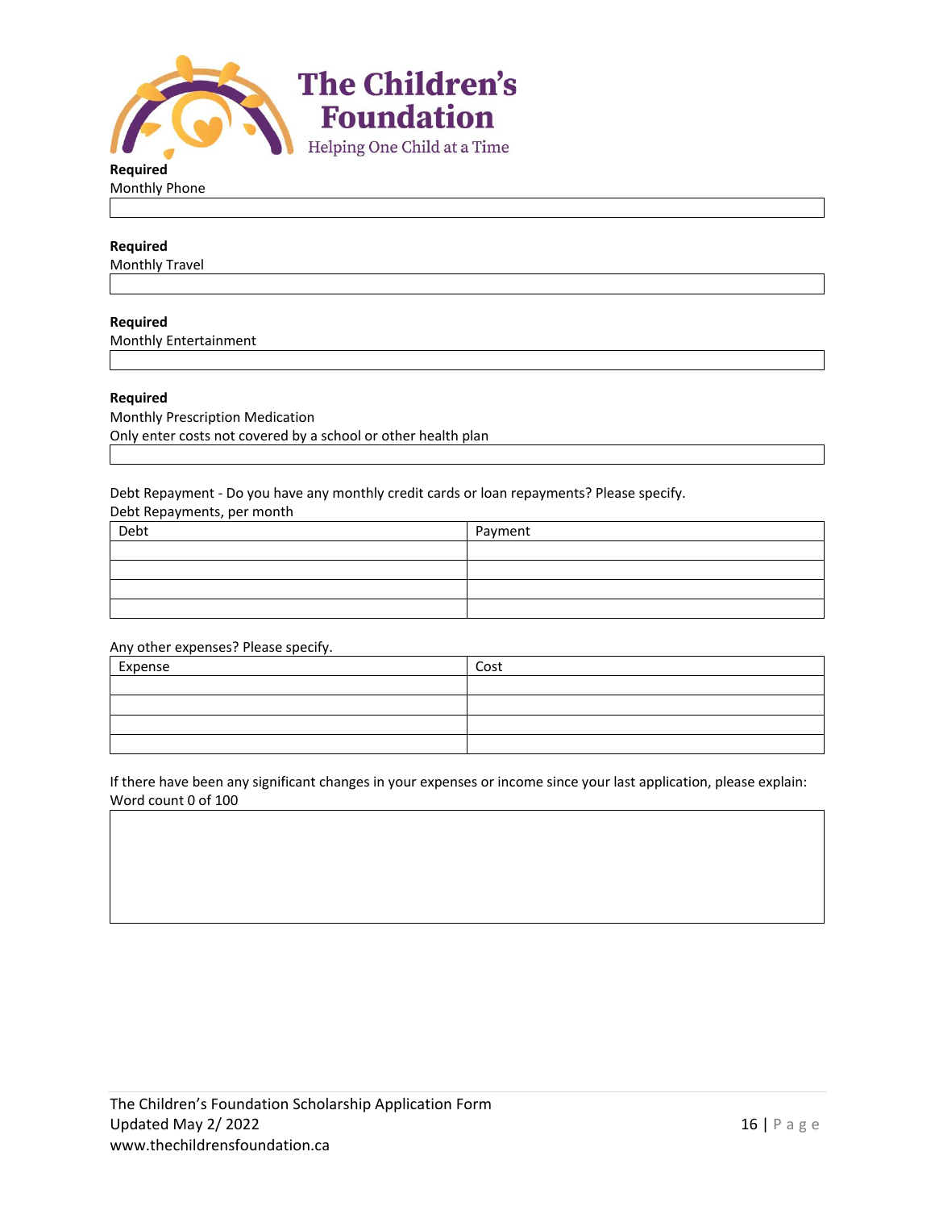**Required**
Monthly Phone

**Required**
Monthly Travel

**Required**
Monthly Entertainment

**Required**
Monthly Prescription Medication
Only enter costs not covered by a school or other health plan

Debt Repayment - Do you have any monthly credit cards or loan repayments? Please specify.
Debt Repayments, per month

| Debt | Payment |
|---|---|
| | |
| | |
| | |
| | |

Any other expenses? Please specify.

| Expense | Cost |
|---|---|
| | |
| | |
| | |
| | |

If there have been any significant changes in your expenses or income since your last application, please explain:
Word count 0 of 100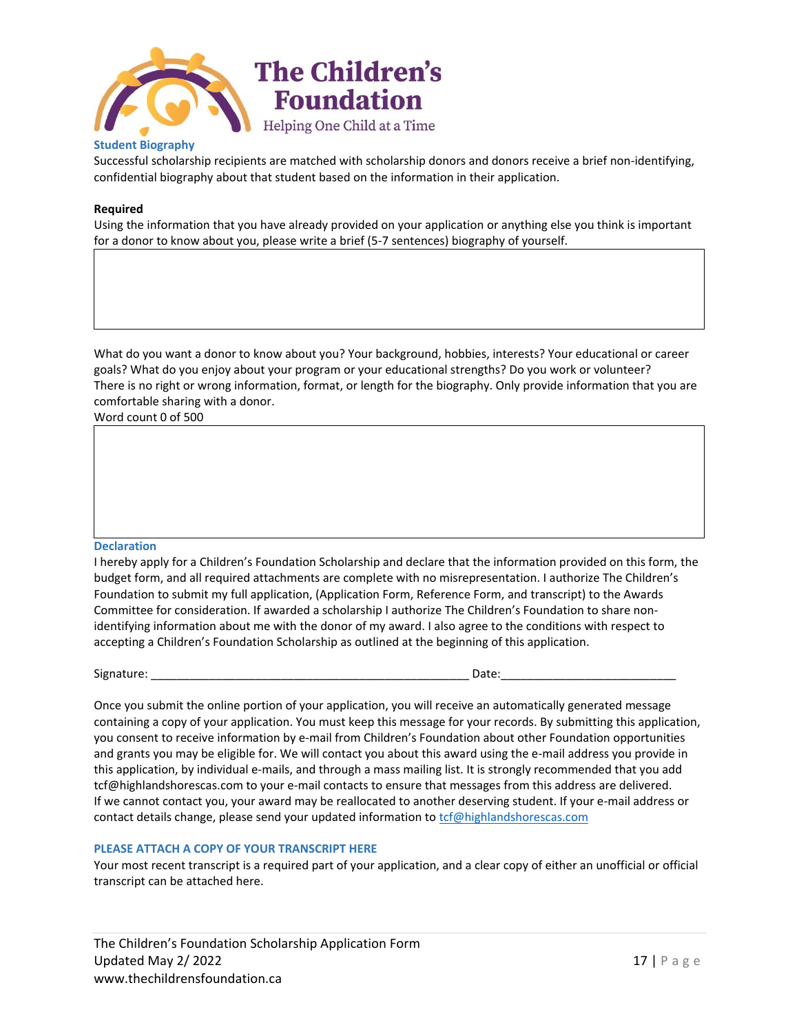## Student Biography

Successful scholarship recipients are matched with scholarship donors and donors receive a brief non-identifying, confidential biography about that student based on the information in their application.

**Required**

Using the information that you have already provided on your application or anything else you think is important for a donor to know about you, please write a brief (5-7 sentences) biography of yourself.

What do you want a donor to know about you? Your background, hobbies, interests? Your educational or career goals? What do you enjoy about your program or your educational strengths? Do you work or volunteer?
There is no right or wrong information, format, or length for the biography. Only provide information that you are comfortable sharing with a donor.
Word count 0 of 500

## Declaration

I hereby apply for a Children's Foundation Scholarship and declare that the information provided on this form, the budget form, and all required attachments are complete with no misrepresentation. I authorize The Children's Foundation to submit my full application, (Application Form, Reference Form, and transcript) to the Awards Committee for consideration. If awarded a scholarship I authorize The Children's Foundation to share non-identifying information about me with the donor of my award. I also agree to the conditions with respect to accepting a Children's Foundation Scholarship as outlined at the beginning of this application.

Signature: ___________________________________________________ Date:___________________________

Once you submit the online portion of your application, you will receive an automatically generated message containing a copy of your application. You must keep this message for your records. By submitting this application, you consent to receive information by e-mail from Children's Foundation about other Foundation opportunities and grants you may be eligible for. We will contact you about this award using the e-mail address you provide in this application, by individual e-mails, and through a mass mailing list. It is strongly recommended that you add tcf@highlandshorescas.com to your e-mail contacts to ensure that messages from this address are delivered.
If we cannot contact you, your award may be reallocated to another deserving student. If your e-mail address or contact details change, please send your updated information to tcf@highlandshorescas.com

## PLEASE ATTACH A COPY OF YOUR TRANSCRIPT HERE

Your most recent transcript is a required part of your application, and a clear copy of either an unofficial or official transcript can be attached here.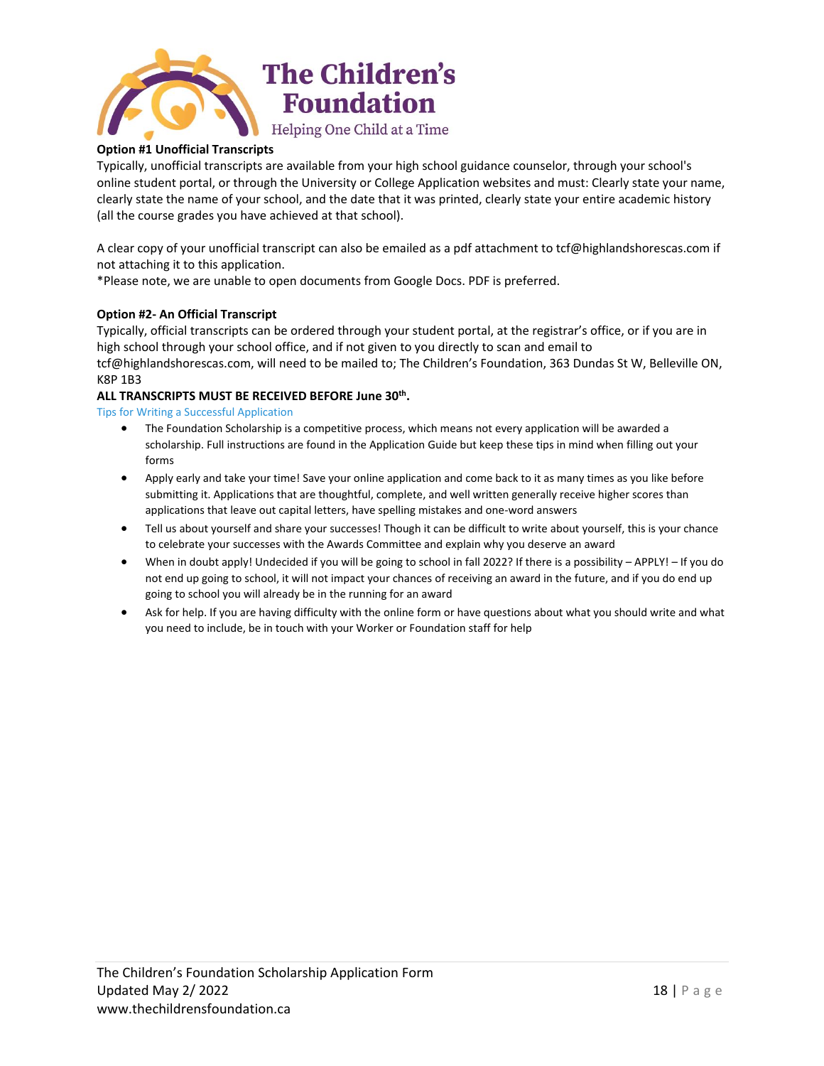**Option #1 Unofficial Transcripts**

Typically, unofficial transcripts are available from your high school guidance counselor, through your school's online student portal, or through the University or College Application websites and must: Clearly state your name, clearly state the name of your school, and the date that it was printed, clearly state your entire academic history (all the course grades you have achieved at that school).

A clear copy of your unofficial transcript can also be emailed as a pdf attachment to tcf@highlandshorescas.com if not attaching it to this application.

*Please note, we are unable to open documents from Google Docs. PDF is preferred.

**Option #2- An Official Transcript**

Typically, official transcripts can be ordered through your student portal, at the registrar's office, or if you are in high school through your school office, and if not given to you directly to scan and email to tcf@highlandshorescas.com, will need to be mailed to; The Children's Foundation, 363 Dundas St W, Belleville ON, K8P 1B3

**ALL TRANSCRIPTS MUST BE RECEIVED BEFORE June 30th.**

Tips for Writing a Successful Application

- The Foundation Scholarship is a competitive process, which means not every application will be awarded a scholarship. Full instructions are found in the Application Guide but keep these tips in mind when filling out your forms
- Apply early and take your time! Save your online application and come back to it as many times as you like before submitting it. Applications that are thoughtful, complete, and well written generally receive higher scores than applications that leave out capital letters, have spelling mistakes and one-word answers
- Tell us about yourself and share your successes! Though it can be difficult to write about yourself, this is your chance to celebrate your successes with the Awards Committee and explain why you deserve an award
- When in doubt apply! Undecided if you will be going to school in fall 2022? If there is a possibility – APPLY! – If you do not end up going to school, it will not impact your chances of receiving an award in the future, and if you do end up going to school you will already be in the running for an award
- Ask for help. If you are having difficulty with the online form or have questions about what you should write and what you need to include, be in touch with your Worker or Foundation staff for help